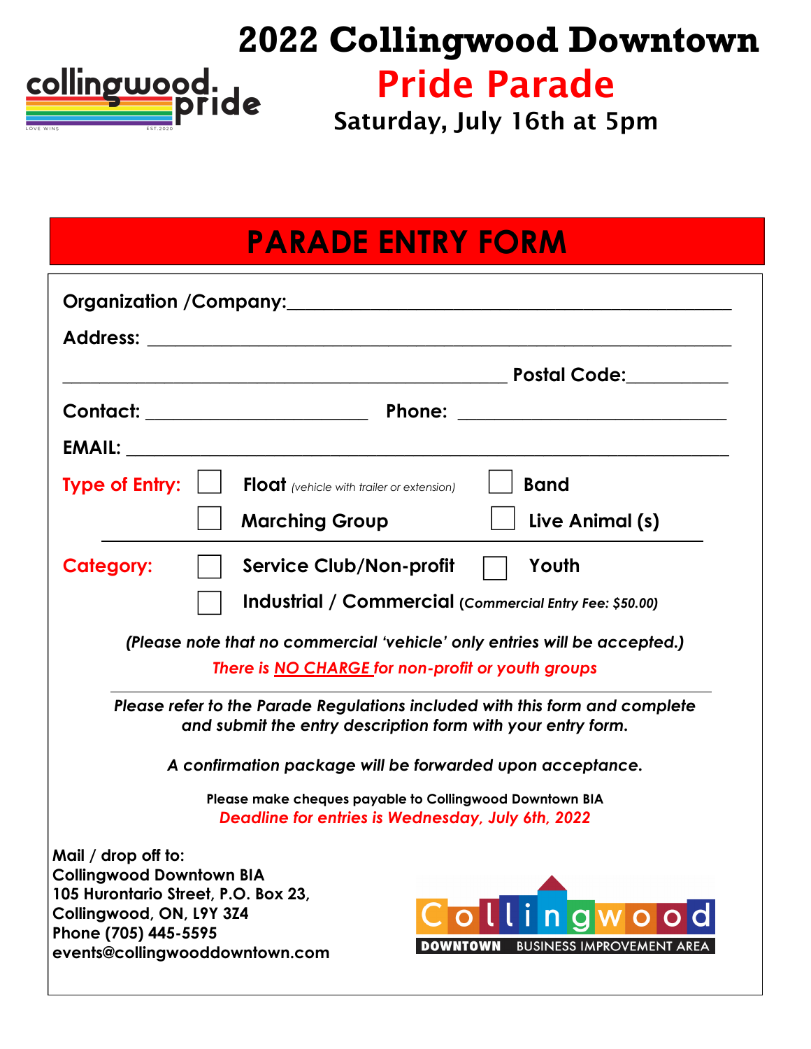# 2022 Collingwood Downtown Pride Parade

### Saturday, July 16th at 5pm

## PARADE ENTRY FORM

**Organization /Company:**______________________________________________

**Address:** ______________________________________________________

_____________________________________________ **Postal Code:**__________

**Contact:** ______________________ **Phone:** ___________________________

**EMAIL:** _______________________________________________________

**Type of Entry:** ☐ **Float** *(vehicle with trailer or extension)* ☐ **Band**

☐ **Marching Group** ☐ **Live Animal (s)**

**Category:** ☐ **Service Club/Non-profit** ☐ **Youth**

☐ **Industrial / Commercial** (*Commercial Entry Fee: $50.00*)

***(Please note that no commercial 'vehicle' only entries will be accepted.)***

*There is NO CHARGE for non-profit or youth groups*

***Please refer to the Parade Regulations included with this form and complete and submit the entry description form with your entry form.***

***A confirmation package will be forwarded upon acceptance.***

**Please make cheques payable to Collingwood Downtown BIA**

*Deadline for entries is Wednesday, July 6th, 2022*

**Mail / drop off to:**
**Collingwood Downtown BIA**
**105 Hurontario Street, P.O. Box 23,**
**Collingwood, ON, L9Y 3Z4**
**Phone (705) 445-5595**
**events@collingwooddowntown.com**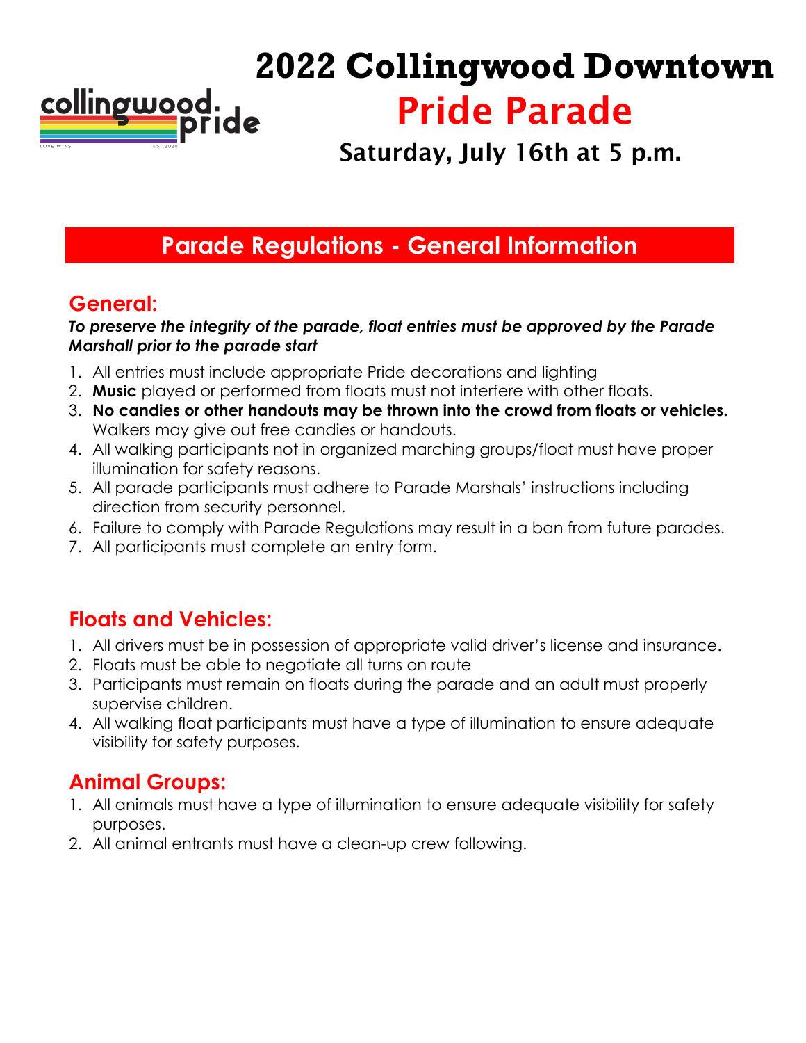# 2022 Collingwood Downtown Pride Parade

**Saturday, July 16th at 5 p.m.**

## Parade Regulations - General Information

### General:

***To preserve the integrity of the parade, float entries must be approved by the Parade Marshall prior to the parade start***

1. All entries must include appropriate Pride decorations and lighting
2. **Music** played or performed from floats must not interfere with other floats.
3. **No candies or other handouts may be thrown into the crowd from floats or vehicles.** Walkers may give out free candies or handouts.
4. All walking participants not in organized marching groups/float must have proper illumination for safety reasons.
5. All parade participants must adhere to Parade Marshals' instructions including direction from security personnel.
6. Failure to comply with Parade Regulations may result in a ban from future parades.
7. All participants must complete an entry form.

### Floats and Vehicles:

1. All drivers must be in possession of appropriate valid driver's license and insurance.
2. Floats must be able to negotiate all turns on route
3. Participants must remain on floats during the parade and an adult must properly supervise children.
4. All walking float participants must have a type of illumination to ensure adequate visibility for safety purposes.

### Animal Groups:

1. All animals must have a type of illumination to ensure adequate visibility for safety purposes.
2. All animal entrants must have a clean-up crew following.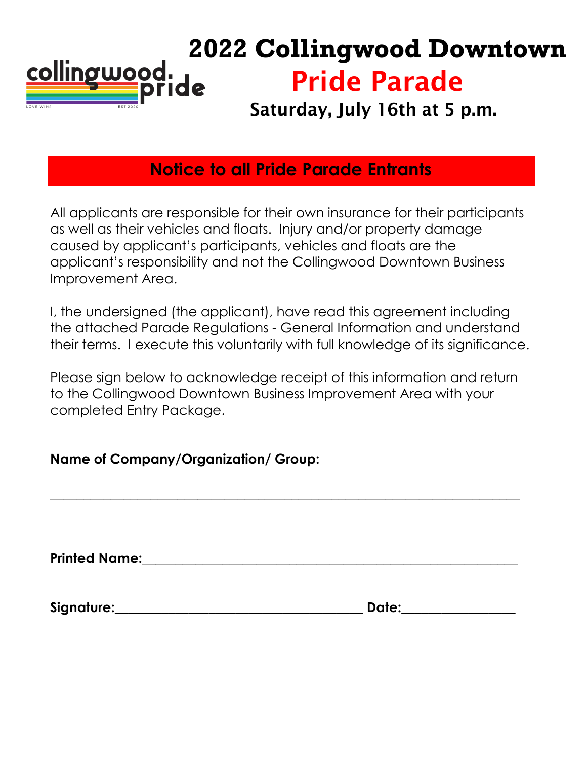collingwood. pride

LOVE WINS EST.2020

# 2022 Collingwood Downtown Pride Parade

## Saturday, July 16th at 5 p.m.

## Notice to all Pride Parade Entrants

All applicants are responsible for their own insurance for their participants as well as their vehicles and floats. Injury and/or property damage caused by applicant's participants, vehicles and floats are the applicant's responsibility and not the Collingwood Downtown Business Improvement Area.

I, the undersigned (the applicant), have read this agreement including the attached Parade Regulations - General Information and understand their terms. I execute this voluntarily with full knowledge of its significance.

Please sign below to acknowledge receipt of this information and return to the Collingwood Downtown Business Improvement Area with your completed Entry Package.

**Name of Company/Organization/ Group:**

_______________________________________________________________

**Printed Name:**_______________________________________________

**Signature:**______________________________ **Date:**______________